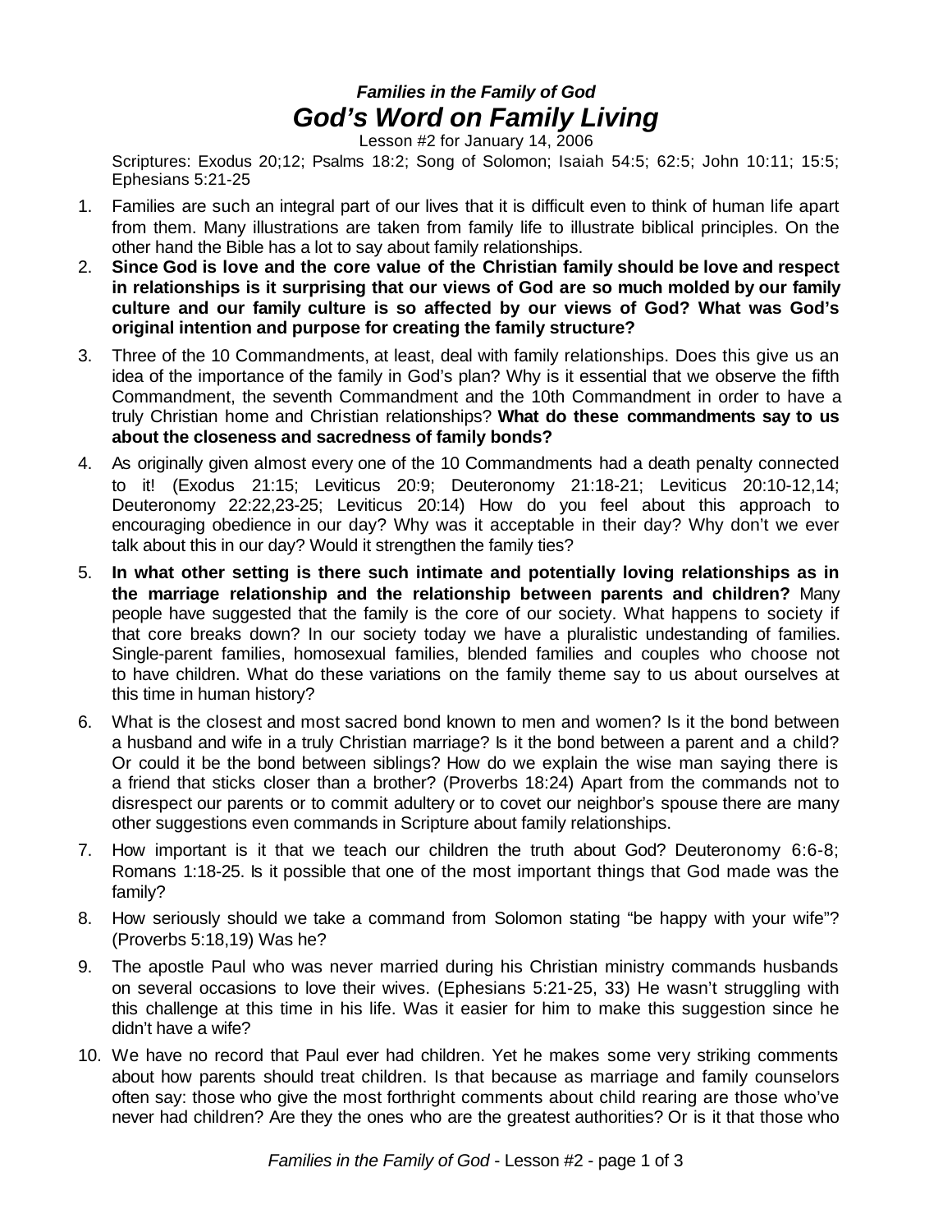***Families in the Family of God***

# *God's Word on Family Living*

Lesson #2 for January 14, 2006

Scriptures: Exodus 20;12; Psalms 18:2; Song of Solomon; Isaiah 54:5; 62:5; John 10:11; 15:5; Ephesians 5:21-25

1. Families are such an integral part of our lives that it is difficult even to think of human life apart from them. Many illustrations are taken from family life to illustrate biblical principles. On the other hand the Bible has a lot to say about family relationships.
2. **Since God is love and the core value of the Christian family should be love and respect in relationships is it surprising that our views of God are so much molded by our family culture and our family culture is so affected by our views of God? What was God's original intention and purpose for creating the family structure?**
3. Three of the 10 Commandments, at least, deal with family relationships. Does this give us an idea of the importance of the family in God's plan? Why is it essential that we observe the fifth Commandment, the seventh Commandment and the 10th Commandment in order to have a truly Christian home and Christian relationships? **What do these commandments say to us about the closeness and sacredness of family bonds?**
4. As originally given almost every one of the 10 Commandments had a death penalty connected to it! (Exodus 21:15; Leviticus 20:9; Deuteronomy 21:18-21; Leviticus 20:10-12,14; Deuteronomy 22:22,23-25; Leviticus 20:14) How do you feel about this approach to encouraging obedience in our day? Why was it acceptable in their day? Why don't we ever talk about this in our day? Would it strengthen the family ties?
5. **In what other setting is there such intimate and potentially loving relationships as in the marriage relationship and the relationship between parents and children?** Many people have suggested that the family is the core of our society. What happens to society if that core breaks down? In our society today we have a pluralistic undestanding of families. Single-parent families, homosexual families, blended families and couples who choose not to have children. What do these variations on the family theme say to us about ourselves at this time in human history?
6. What is the closest and most sacred bond known to men and women? Is it the bond between a husband and wife in a truly Christian marriage? Is it the bond between a parent and a child? Or could it be the bond between siblings? How do we explain the wise man saying there is a friend that sticks closer than a brother? (Proverbs 18:24) Apart from the commands not to disrespect our parents or to commit adultery or to covet our neighbor's spouse there are many other suggestions even commands in Scripture about family relationships.
7. How important is it that we teach our children the truth about God? Deuteronomy 6:6-8; Romans 1:18-25. Is it possible that one of the most important things that God made was the family?
8. How seriously should we take a command from Solomon stating "be happy with your wife"? (Proverbs 5:18,19) Was he?
9. The apostle Paul who was never married during his Christian ministry commands husbands on several occasions to love their wives. (Ephesians 5:21-25, 33) He wasn't struggling with this challenge at this time in his life. Was it easier for him to make this suggestion since he didn't have a wife?
10. We have no record that Paul ever had children. Yet he makes some very striking comments about how parents should treat children. Is that because as marriage and family counselors often say: those who give the most forthright comments about child rearing are those who've never had children? Are they the ones who are the greatest authorities? Or is it that those who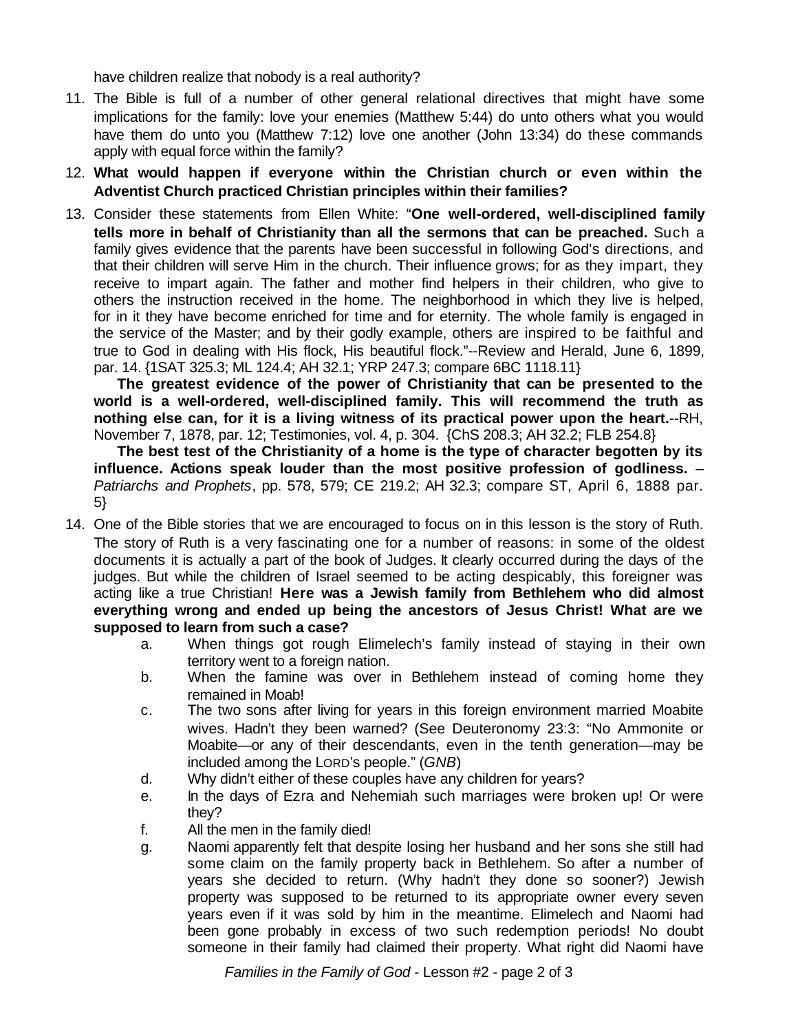have children realize that nobody is a real authority?

11. The Bible is full of a number of other general relational directives that might have some implications for the family: love your enemies (Matthew 5:44) do unto others what you would have them do unto you (Matthew 7:12) love one another (John 13:34) do these commands apply with equal force within the family?
12. **What would happen if everyone within the Christian church or even within the Adventist Church practiced Christian principles within their families?**
13. Consider these statements from Ellen White: "**One well-ordered, well-disciplined family tells more in behalf of Christianity than all the sermons that can be preached.** Such a family gives evidence that the parents have been successful in following God's directions, and that their children will serve Him in the church. Their influence grows; for as they impart, they receive to impart again. The father and mother find helpers in their children, who give to others the instruction received in the home. The neighborhood in which they live is helped, for in it they have become enriched for time and for eternity. The whole family is engaged in the service of the Master; and by their godly example, others are inspired to be faithful and true to God in dealing with His flock, His beautiful flock."--Review and Herald, June 6, 1899, par. 14. {1SAT 325.3; ML 124.4; AH 32.1; YRP 247.3; compare 6BC 1118.11}

    **The greatest evidence of the power of Christianity that can be presented to the world is a well-ordered, well-disciplined family. This will recommend the truth as nothing else can, for it is a living witness of its practical power upon the heart.**--RH, November 7, 1878, par. 12; Testimonies, vol. 4, p. 304. {ChS 208.3; AH 32.2; FLB 254.8}

    **The best test of the Christianity of a home is the type of character begotten by its influence. Actions speak louder than the most positive profession of godliness.** – *Patriarchs and Prophets*, pp. 578, 579; CE 219.2; AH 32.3; compare ST, April 6, 1888 par. 5}
14. One of the Bible stories that we are encouraged to focus on in this lesson is the story of Ruth. The story of Ruth is a very fascinating one for a number of reasons: in some of the oldest documents it is actually a part of the book of Judges. It clearly occurred during the days of the judges. But while the children of Israel seemed to be acting despicably, this foreigner was acting like a true Christian! **Here was a Jewish family from Bethlehem who did almost everything wrong and ended up being the ancestors of Jesus Christ! What are we supposed to learn from such a case?**
    a. When things got rough Elimelech's family instead of staying in their own territory went to a foreign nation.
    b. When the famine was over in Bethlehem instead of coming home they remained in Moab!
    c. The two sons after living for years in this foreign environment married Moabite wives. Hadn't they been warned? (See Deuteronomy 23:3: "No Ammonite or Moabite—or any of their descendants, even in the tenth generation—may be included among the LORD's people." (*GNB*)
    d. Why didn't either of these couples have any children for years?
    e. In the days of Ezra and Nehemiah such marriages were broken up! Or were they?
    f. All the men in the family died!
    g. Naomi apparently felt that despite losing her husband and her sons she still had some claim on the family property back in Bethlehem. So after a number of years she decided to return. (Why hadn't they done so sooner?) Jewish property was supposed to be returned to its appropriate owner every seven years even if it was sold by him in the meantime. Elimelech and Naomi had been gone probably in excess of two such redemption periods! No doubt someone in their family had claimed their property. What right did Naomi have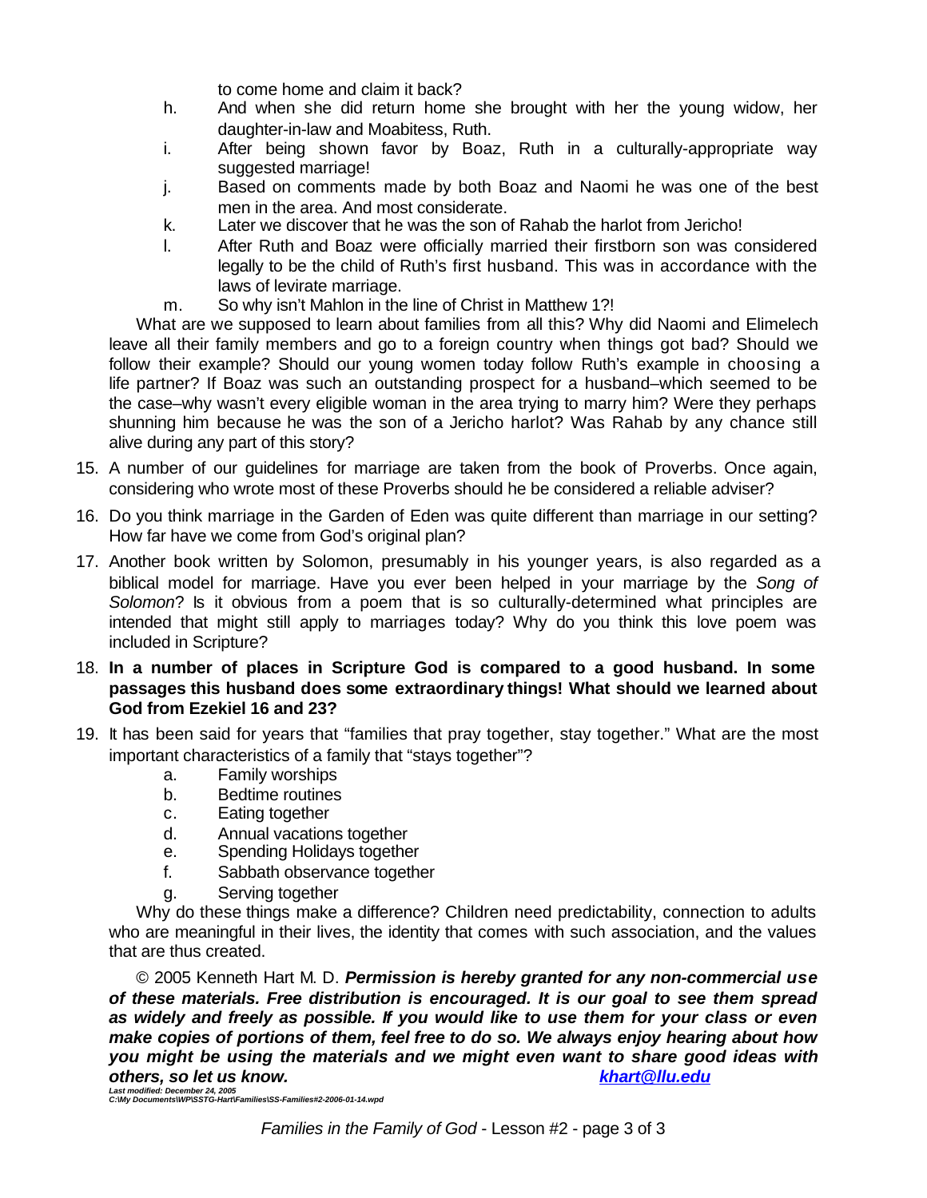to come home and claim it back?

h. And when she did return home she brought with her the young widow, her daughter-in-law and Moabitess, Ruth.

i. After being shown favor by Boaz, Ruth in a culturally-appropriate way suggested marriage!

j. Based on comments made by both Boaz and Naomi he was one of the best men in the area. And most considerate.

k. Later we discover that he was the son of Rahab the harlot from Jericho!

l. After Ruth and Boaz were officially married their firstborn son was considered legally to be the child of Ruth's first husband. This was in accordance with the laws of levirate marriage.

m. So why isn't Mahlon in the line of Christ in Matthew 1?!

What are we supposed to learn about families from all this? Why did Naomi and Elimelech leave all their family members and go to a foreign country when things got bad? Should we follow their example? Should our young women today follow Ruth's example in choosing a life partner? If Boaz was such an outstanding prospect for a husband–which seemed to be the case–why wasn't every eligible woman in the area trying to marry him? Were they perhaps shunning him because he was the son of a Jericho harlot? Was Rahab by any chance still alive during any part of this story?

15. A number of our guidelines for marriage are taken from the book of Proverbs. Once again, considering who wrote most of these Proverbs should he be considered a reliable adviser?

16. Do you think marriage in the Garden of Eden was quite different than marriage in our setting? How far have we come from God's original plan?

17. Another book written by Solomon, presumably in his younger years, is also regarded as a biblical model for marriage. Have you ever been helped in your marriage by the *Song of Solomon*? Is it obvious from a poem that is so culturally-determined what principles are intended that might still apply to marriages today? Why do you think this love poem was included in Scripture?

18. **In a number of places in Scripture God is compared to a good husband. In some passages this husband does some extraordinary things! What should we learned about God from Ezekiel 16 and 23?**

19. It has been said for years that "families that pray together, stay together." What are the most important characteristics of a family that "stays together"?

    a. Family worships
    b. Bedtime routines
    c. Eating together
    d. Annual vacations together
    e. Spending Holidays together
    f. Sabbath observance together
    g. Serving together

Why do these things make a difference? Children need predictability, connection to adults who are meaningful in their lives, the identity that comes with such association, and the values that are thus created.

© 2005 Kenneth Hart M. D. ***Permission is hereby granted for any non-commercial use of these materials. Free distribution is encouraged. It is our goal to see them spread as widely and freely as possible. If you would like to use them for your class or even make copies of portions of them, feel free to do so. We always enjoy hearing about how you might be using the materials and we might even want to share good ideas with others, so let us know.*** ***khart@llu.edu***

***Last modified: December 24, 2005***
***C:\My Documents\WP\SSTG-Hart\Families\SS-Families#2-2006-01-14.wpd***